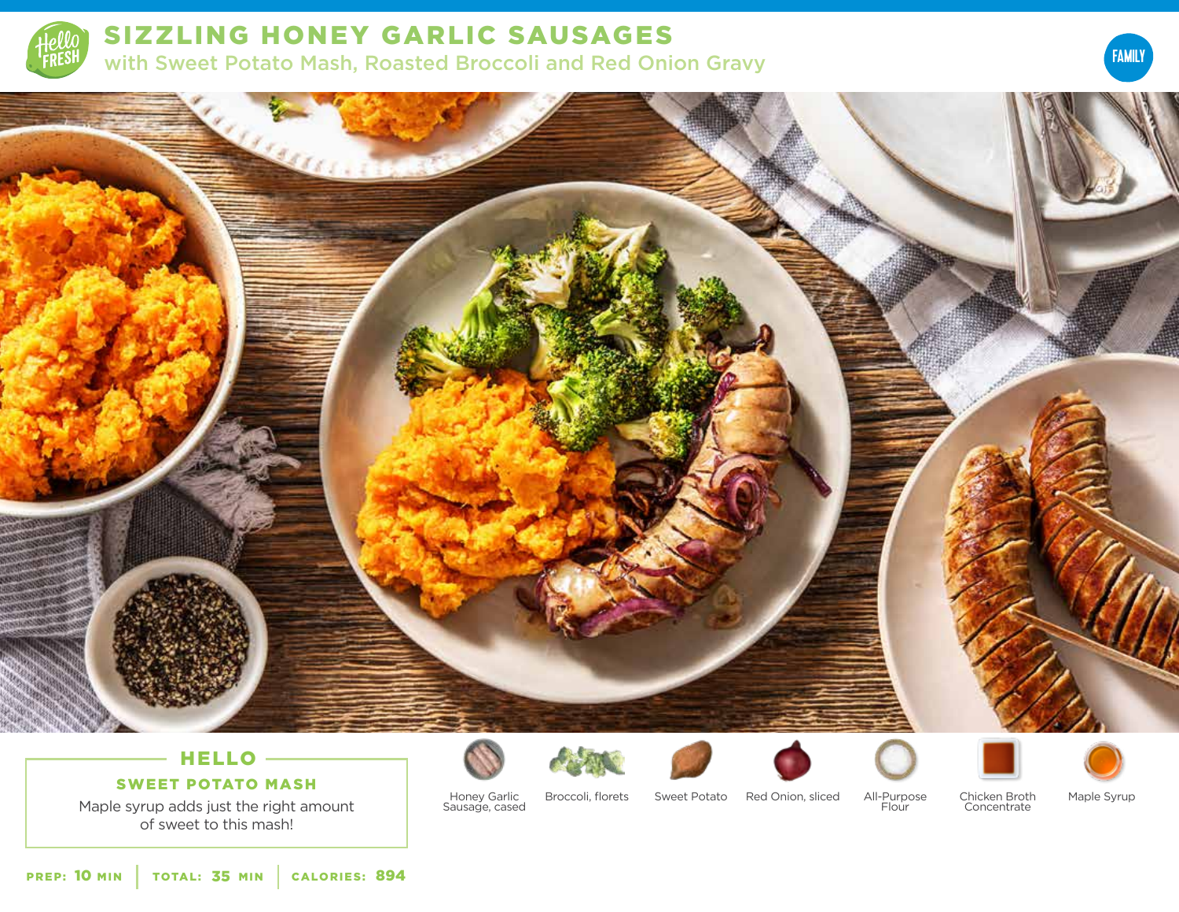# SIZZLING HONEY GARLIC SAUSAGES

## with Sweet Potato Mash, Roasted Broccoli and Red Onion Gravy

FAMILY

### HELLO

**SWEET POTATO MASH**

Maple syrup adds just the right amount of sweet to this mash!

- Honey Garlic Sausage, cased
- Broccoli, florets
- Sweet Potato
- Red Onion, sliced
- All-Purpose Flour
- Chicken Broth Concentrate
- Maple Syrup

**PREP:** 10 MIN | **TOTAL:** 35 MIN | **CALORIES:** 894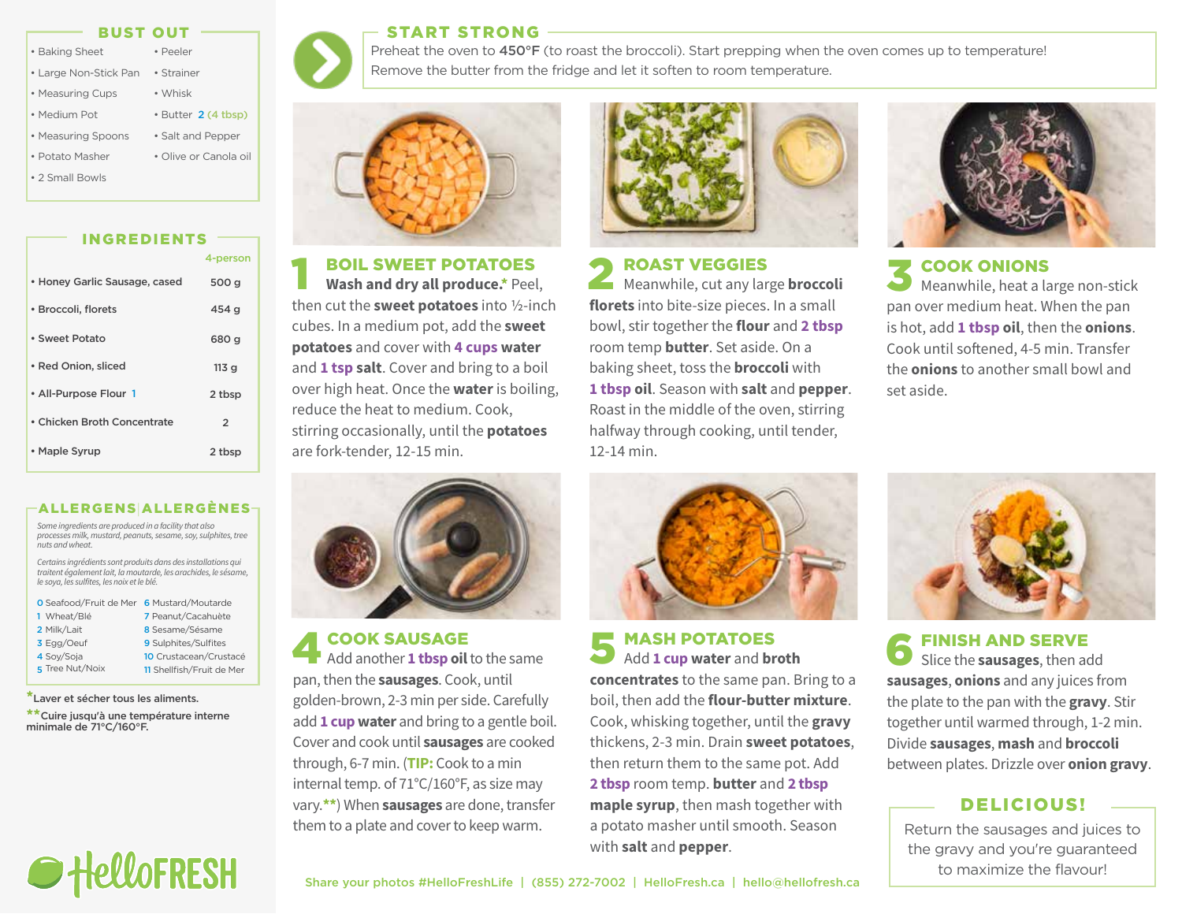## BUST OUT

- Baking Sheet
- Large Non-Stick Pan
- Measuring Cups
- Medium Pot
- Measuring Spoons
- Potato Masher
- 2 Small Bowls
- Peeler
- Strainer
- Whisk
- Butter 2 (4 tbsp)
- Salt and Pepper
- Olive or Canola oil

## INGREDIENTS

| | 4-person |
| --- | --- |
| • Honey Garlic Sausage, cased | 500 g |
| • Broccoli, florets | 454 g |
| • Sweet Potato | 680 g |
| • Red Onion, sliced | 113 g |
| • All-Purpose Flour 1 | 2 tbsp |
| • Chicken Broth Concentrate | 2 |
| • Maple Syrup | 2 tbsp |

## ALLERGENS|ALLERGÈNES

*Some ingredients are produced in a facility that also processes milk, mustard, peanuts, sesame, soy, sulphites, tree nuts and wheat.*

*Certains ingrédients sont produits dans des installations qui traitent également lait, la moutarde, les arachides, le sésame, le soya, les sulfites, les noix et le blé.*

0 Seafood/Fruit de Mer
1 Wheat/Blé
2 Milk/Lait
3 Egg/Oeuf
4 Soy/Soja
5 Tree Nut/Noix
6 Mustard/Moutarde
7 Peanut/Cacahuète
8 Sesame/Sésame
9 Sulphites/Sulfites
10 Crustacean/Crustacé
11 Shellfish/Fruit de Mer

*Laver et sécher tous les aliments.

**Cuire jusqu'à une température interne minimale de 71°C/160°F.

## START STRONG

Preheat the oven to **450°F** (to roast the broccoli). Start prepping when the oven comes up to temperature! Remove the butter from the fridge and let it soften to room temperature.

## 1 BOIL SWEET POTATOES

**Wash and dry all produce.*** Peel, then cut the **sweet potatoes** into ½-inch cubes. In a medium pot, add the **sweet potatoes** and cover with **4 cups water** and **1 tsp salt**. Cover and bring to a boil over high heat. Once the **water** is boiling, reduce the heat to medium. Cook, stirring occasionally, until the **potatoes** are fork-tender, 12-15 min.

## 2 ROAST VEGGIES

Meanwhile, cut any large **broccoli florets** into bite-size pieces. In a small bowl, stir together the **flour** and **2 tbsp** room temp **butter**. Set aside. On a baking sheet, toss the **broccoli** with **1 tbsp oil**. Season with **salt** and **pepper**. Roast in the middle of the oven, stirring halfway through cooking, until tender, 12-14 min.

## 3 COOK ONIONS

Meanwhile, heat a large non-stick pan over medium heat. When the pan is hot, add **1 tbsp oil**, then the **onions**. Cook until softened, 4-5 min. Transfer the **onions** to another small bowl and set aside.

## 4 COOK SAUSAGE

Add another **1 tbsp oil** to the same pan, then the **sausages**. Cook, until golden-brown, 2-3 min per side. Carefully add **1 cup water** and bring to a gentle boil. Cover and cook until **sausages** are cooked through, 6-7 min. (**TIP:** Cook to a min internal temp. of 71°C/160°F, as size may vary.**) When **sausages** are done, transfer them to a plate and cover to keep warm.

## 5 MASH POTATOES

Add **1 cup water** and **broth concentrates** to the same pan. Bring to a boil, then add the **flour-butter mixture**. Cook, whisking together, until the **gravy** thickens, 2-3 min. Drain **sweet potatoes**, then return them to the same pot. Add **2 tbsp** room temp. **butter** and **2 tbsp maple syrup**, then mash together with a potato masher until smooth. Season with **salt** and **pepper**.

## 6 FINISH AND SERVE

Slice the **sausages**, then add **sausages**, **onions** and any juices from the plate to the pan with the **gravy**. Stir together until warmed through, 1-2 min. Divide **sausages**, **mash** and **broccoli** between plates. Drizzle over **onion gravy**.

## DELICIOUS!

Return the sausages and juices to the gravy and you're guaranteed to maximize the flavour!

Share your photos #HelloFreshLife | (855) 272-7002 | HelloFresh.ca | hello@hellofresh.ca

HelloFRESH